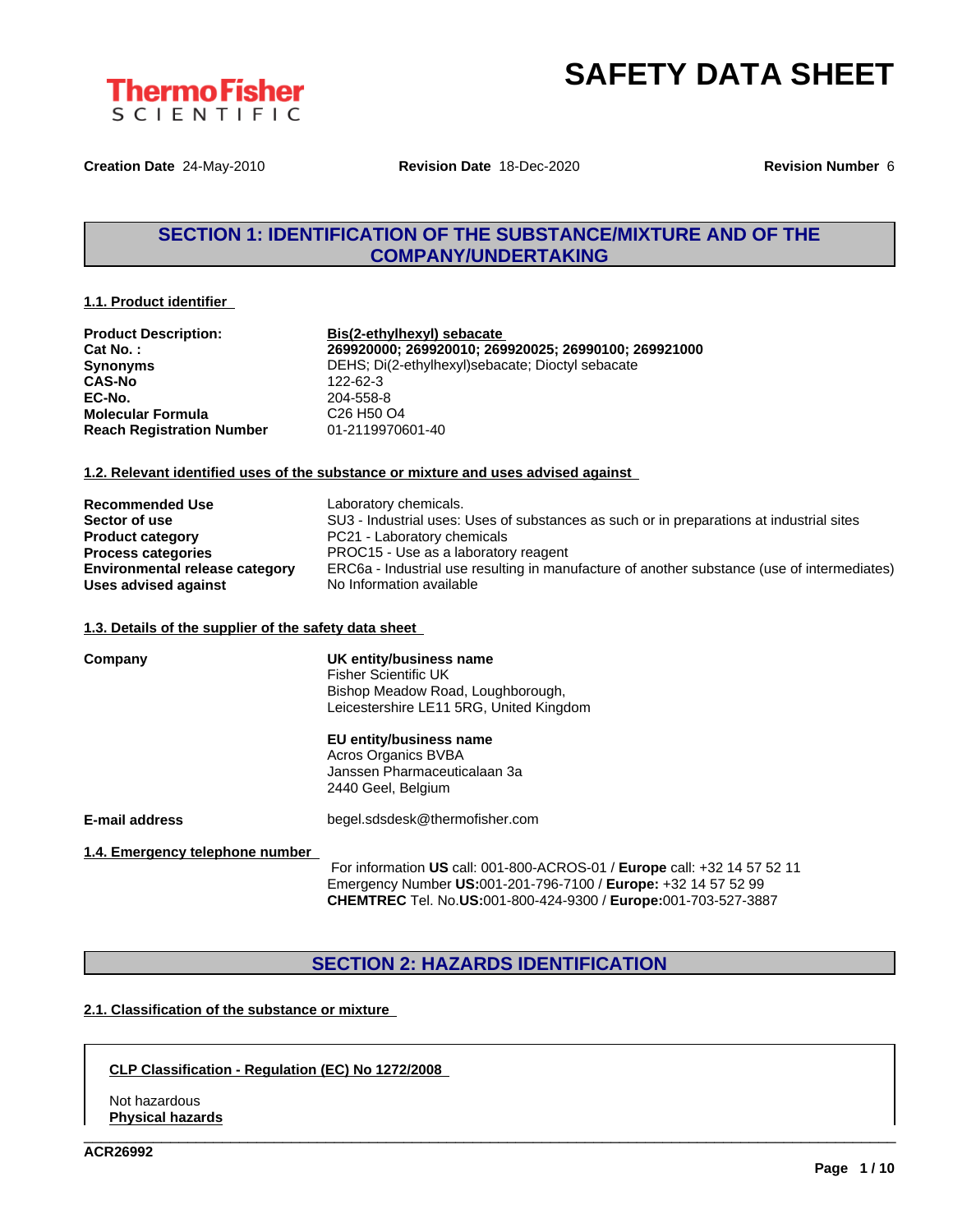ThermoFisher SCIENTIFIC

# SAFETY DATA SHEET

**Creation Date** 24-May-2010 **Revision Date** 18-Dec-2020 **Revision Number** 6

## SECTION 1: IDENTIFICATION OF THE SUBSTANCE/MIXTURE AND OF THE COMPANY/UNDERTAKING

### 1.1. Product identifier

| | |
|---|---|
| **Product Description:** | **Bis(2-ethylhexyl) sebacate** |
| **Cat No. :** | **269920000; 269920010; 269920025; 26990100; 269921000** |
| **Synonyms** | DEHS; Di(2-ethylhexyl)sebacate; Dioctyl sebacate |
| **CAS-No** | 122-62-3 |
| **EC-No.** | 204-558-8 |
| **Molecular Formula** | C26 H50 O4 |
| **Reach Registration Number** | 01-2119970601-40 |

### 1.2. Relevant identified uses of the substance or mixture and uses advised against

| | |
|---|---|
| **Recommended Use** | Laboratory chemicals. |
| **Sector of use** | SU3 - Industrial uses: Uses of substances as such or in preparations at industrial sites |
| **Product category** | PC21 - Laboratory chemicals |
| **Process categories** | PROC15 - Use as a laboratory reagent |
| **Environmental release category** | ERC6a - Industrial use resulting in manufacture of another substance (use of intermediates) |
| **Uses advised against** | No Information available |

### 1.3. Details of the supplier of the safety data sheet

**Company**

**UK entity/business name**
Fisher Scientific UK
Bishop Meadow Road, Loughborough,
Leicestershire LE11 5RG, United Kingdom

**EU entity/business name**
Acros Organics BVBA
Janssen Pharmaceuticalaan 3a
2440 Geel, Belgium

**E-mail address** begel.sdsdesk@thermofisher.com

### 1.4. Emergency telephone number

For information **US** call: 001-800-ACROS-01 / **Europe** call: +32 14 57 52 11
Emergency Number **US:**001-201-796-7100 / **Europe:** +32 14 57 52 99
**CHEMTREC** Tel. No.**US:**001-800-424-9300 / **Europe:**001-703-527-3887

## SECTION 2: HAZARDS IDENTIFICATION

### 2.1. Classification of the substance or mixture

**CLP Classification - Regulation (EC) No 1272/2008**

Not hazardous

**Physical hazards**

ACR26992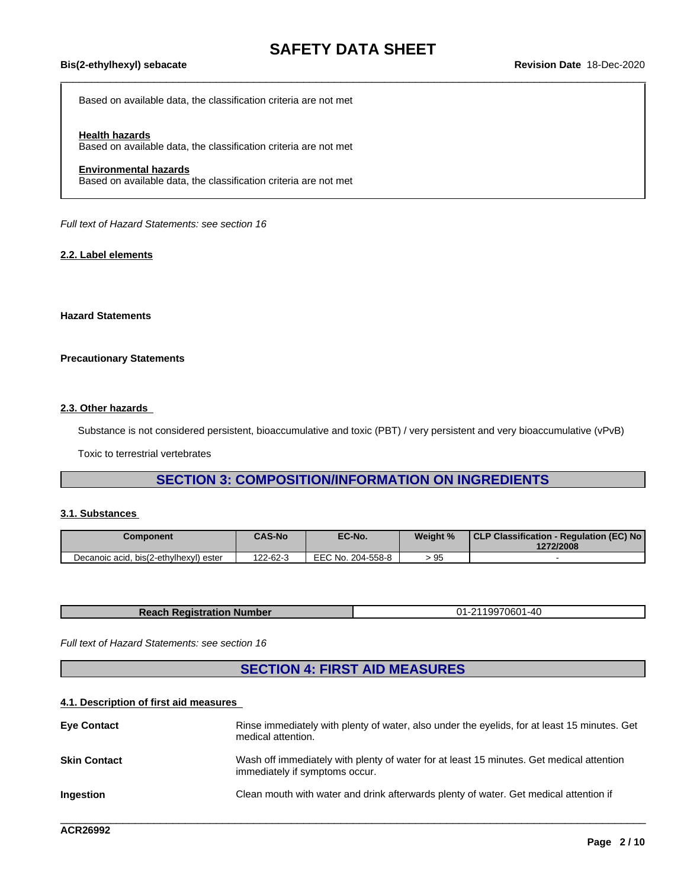Based on available data, the classification criteria are not met

**Health hazards**
Based on available data, the classification criteria are not met

**Environmental hazards**
Based on available data, the classification criteria are not met

*Full text of Hazard Statements: see section 16*

### 2.2. Label elements

**Hazard Statements**

**Precautionary Statements**

### 2.3. Other hazards

Substance is not considered persistent, bioaccumulative and toxic (PBT) / very persistent and very bioaccumulative (vPvB)

Toxic to terrestrial vertebrates

## SECTION 3: COMPOSITION/INFORMATION ON INGREDIENTS

### 3.1. Substances

| Component | CAS-No | EC-No. | Weight % | CLP Classification - Regulation (EC) No 1272/2008 |
|---|---|---|---|---|
| Decanoic acid, bis(2-ethylhexyl) ester | 122-62-3 | EEC No. 204-558-8 | > 95 | - |

| Reach Registration Number | 01-2119970601-40 |
|---|---|

*Full text of Hazard Statements: see section 16*

## SECTION 4: FIRST AID MEASURES

### 4.1. Description of first aid measures

**Eye Contact**
Rinse immediately with plenty of water, also under the eyelids, for at least 15 minutes. Get medical attention.

**Skin Contact**
Wash off immediately with plenty of water for at least 15 minutes. Get medical attention immediately if symptoms occur.

**Ingestion**
Clean mouth with water and drink afterwards plenty of water. Get medical attention if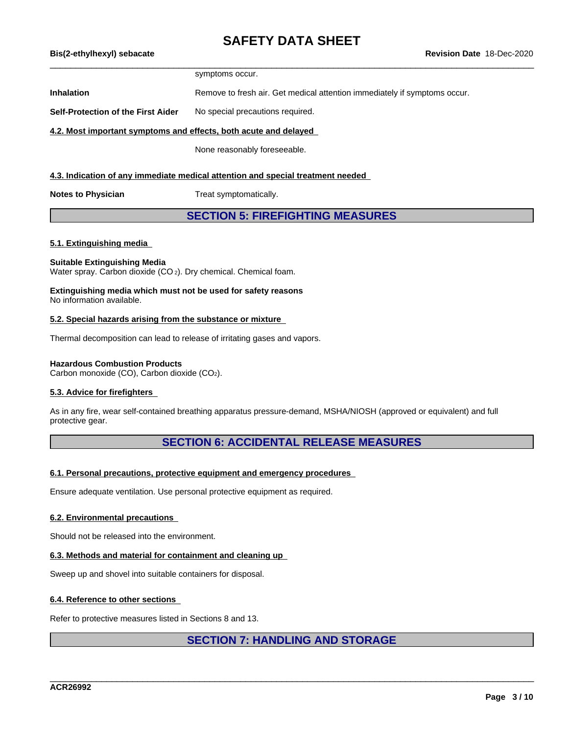symptoms occur.

**Inhalation** Remove to fresh air. Get medical attention immediately if symptoms occur.

**Self-Protection of the First Aider** No special precautions required.

### 4.2. Most important symptoms and effects, both acute and delayed

None reasonably foreseeable.

### 4.3. Indication of any immediate medical attention and special treatment needed

**Notes to Physician** Treat symptomatically.

## SECTION 5: FIREFIGHTING MEASURES

### 5.1. Extinguishing media

**Suitable Extinguishing Media**
Water spray. Carbon dioxide ($CO_2$). Dry chemical. Chemical foam.

**Extinguishing media which must not be used for safety reasons**
No information available.

### 5.2. Special hazards arising from the substance or mixture

Thermal decomposition can lead to release of irritating gases and vapors.

**Hazardous Combustion Products**
Carbon monoxide (CO), Carbon dioxide ($CO_2$).

### 5.3. Advice for firefighters

As in any fire, wear self-contained breathing apparatus pressure-demand, MSHA/NIOSH (approved or equivalent) and full protective gear.

## SECTION 6: ACCIDENTAL RELEASE MEASURES

### 6.1. Personal precautions, protective equipment and emergency procedures

Ensure adequate ventilation. Use personal protective equipment as required.

### 6.2. Environmental precautions

Should not be released into the environment.

### 6.3. Methods and material for containment and cleaning up

Sweep up and shovel into suitable containers for disposal.

### 6.4. Reference to other sections

Refer to protective measures listed in Sections 8 and 13.

## SECTION 7: HANDLING AND STORAGE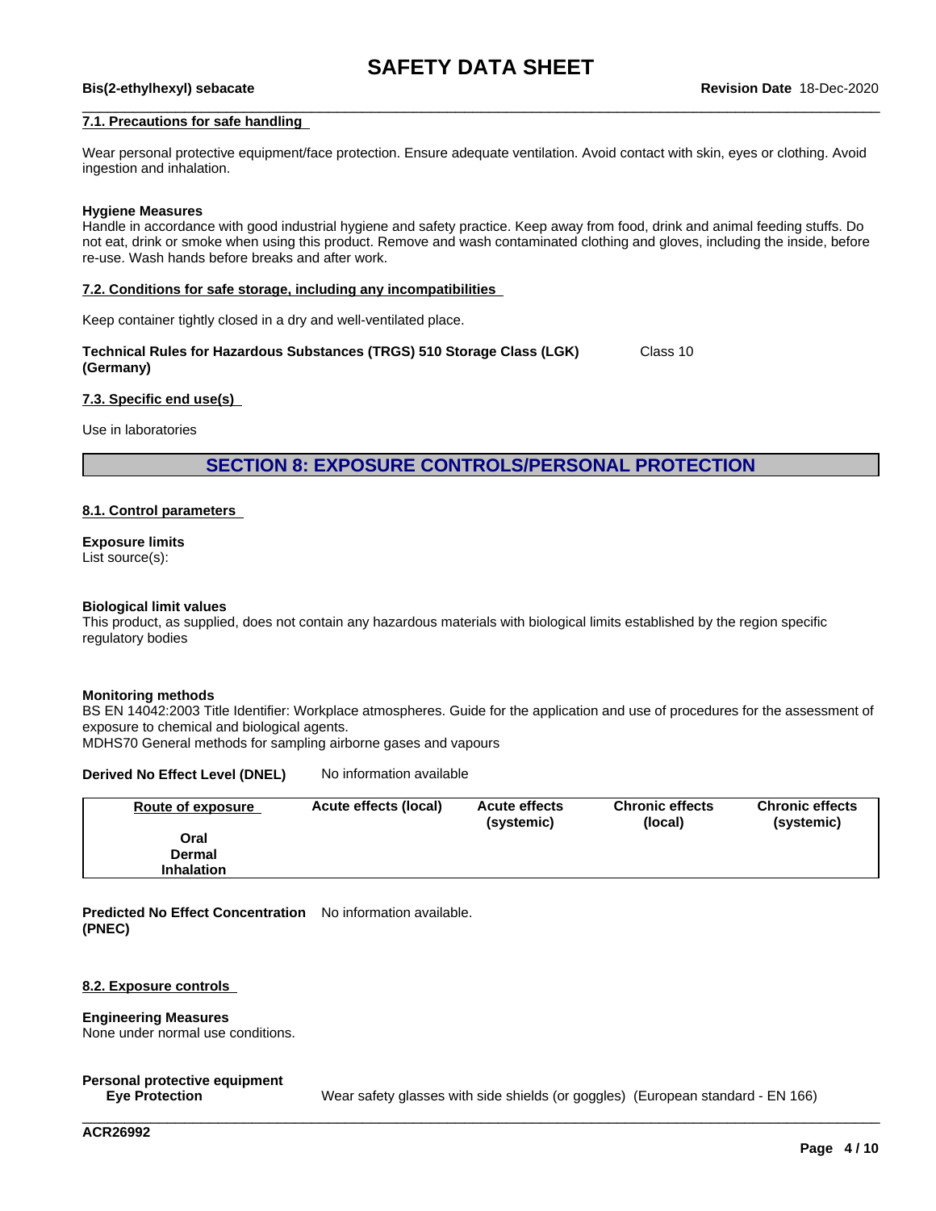### 7.1. Precautions for safe handling

Wear personal protective equipment/face protection. Ensure adequate ventilation. Avoid contact with skin, eyes or clothing. Avoid ingestion and inhalation.

**Hygiene Measures**
Handle in accordance with good industrial hygiene and safety practice. Keep away from food, drink and animal feeding stuffs. Do not eat, drink or smoke when using this product. Remove and wash contaminated clothing and gloves, including the inside, before re-use. Wash hands before breaks and after work.

### 7.2. Conditions for safe storage, including any incompatibilities

Keep container tightly closed in a dry and well-ventilated place.

**Technical Rules for Hazardous Substances (TRGS) 510 Storage Class (LGK) (Germany)** Class 10

### 7.3. Specific end use(s)

Use in laboratories

## SECTION 8: EXPOSURE CONTROLS/PERSONAL PROTECTION

### 8.1. Control parameters

**Exposure limits**
List source(s):

**Biological limit values**
This product, as supplied, does not contain any hazardous materials with biological limits established by the region specific regulatory bodies

**Monitoring methods**
BS EN 14042:2003 Title Identifier: Workplace atmospheres. Guide for the application and use of procedures for the assessment of exposure to chemical and biological agents.
MDHS70 General methods for sampling airborne gases and vapours

**Derived No Effect Level (DNEL)** No information available

| Route of exposure | Acute effects (local) | Acute effects (systemic) | Chronic effects (local) | Chronic effects (systemic) |
|---|---|---|---|---|
| Oral | | | | |
| Dermal | | | | |
| Inhalation | | | | |

**Predicted No Effect Concentration (PNEC)** No information available.

### 8.2. Exposure controls

**Engineering Measures**
None under normal use conditions.

**Personal protective equipment**

**Eye Protection** Wear safety glasses with side shields (or goggles) (European standard - EN 166)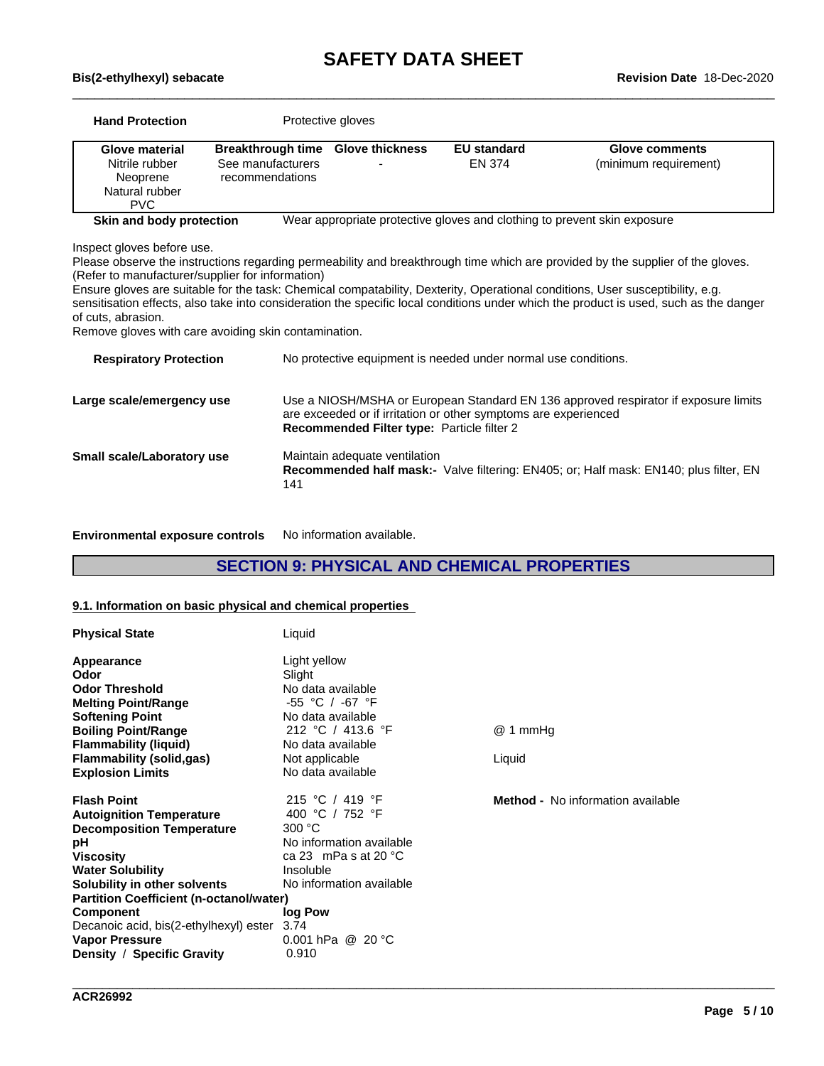**Hand Protection** Protective gloves

| Glove material | Breakthrough time | Glove thickness | EU standard | Glove comments |
|---|---|---|---|---|
| Nitrile rubber<br>Neoprene<br>Natural rubber<br>PVC | See manufacturers recommendations | - | EN 374 | (minimum requirement) |

**Skin and body protection** Wear appropriate protective gloves and clothing to prevent skin exposure

Inspect gloves before use.
Please observe the instructions regarding permeability and breakthrough time which are provided by the supplier of the gloves. (Refer to manufacturer/supplier for information)
Ensure gloves are suitable for the task: Chemical compatability, Dexterity, Operational conditions, User susceptibility, e.g. sensitisation effects, also take into consideration the specific local conditions under which the product is used, such as the danger of cuts, abrasion.
Remove gloves with care avoiding skin contamination.

**Respiratory Protection** No protective equipment is needed under normal use conditions.

**Large scale/emergency use** Use a NIOSH/MSHA or European Standard EN 136 approved respirator if exposure limits are exceeded or if irritation or other symptoms are experienced
**Recommended Filter type:** Particle filter 2

**Small scale/Laboratory use** Maintain adequate ventilation
**Recommended half mask:-** Valve filtering: EN405; or; Half mask: EN140; plus filter, EN 141

**Environmental exposure controls** No information available.

## SECTION 9: PHYSICAL AND CHEMICAL PROPERTIES

### 9.1. Information on basic physical and chemical properties

| | | |
|---|---|---|
| **Physical State** | Liquid | |
| **Appearance** | Light yellow | |
| **Odor** | Slight | |
| **Odor Threshold** | No data available | |
| **Melting Point/Range** | -55 °C / -67 °F | |
| **Softening Point** | No data available | |
| **Boiling Point/Range** | 212 °C / 413.6 °F | @ 1 mmHg |
| **Flammability (liquid)** | No data available | |
| **Flammability (solid,gas)** | Not applicable | Liquid |
| **Explosion Limits** | No data available | |
| **Flash Point** | 215 °C / 419 °F | **Method -** No information available |
| **Autoignition Temperature** | 400 °C / 752 °F | |
| **Decomposition Temperature** | 300 °C | |
| **pH** | No information available | |
| **Viscosity** | ca 23 mPa s at 20 °C | |
| **Water Solubility** | Insoluble | |
| **Solubility in other solvents** | No information available | |
| **Partition Coefficient (n-octanol/water)** | | |
| **Component** | **log Pow** | |
| Decanoic acid, bis(2-ethylhexyl) ester | 3.74 | |
| **Vapor Pressure** | 0.001 hPa @ 20 °C | |
| **Density / Specific Gravity** | 0.910 | |

ACR26992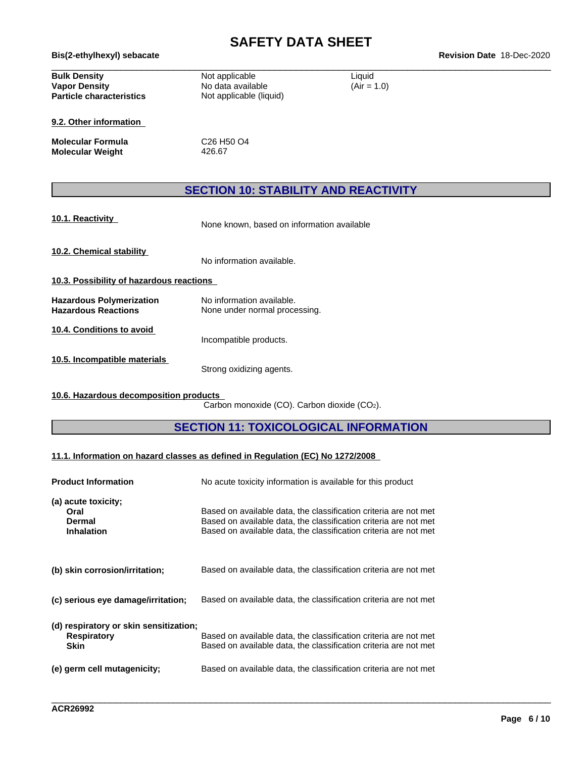| | | |
|---|---|---|
| **Bulk Density** | Not applicable | Liquid |
| **Vapor Density** | No data available | (Air = 1.0) |
| **Particle characteristics** | Not applicable (liquid) | |

**9.2. Other information**

| | |
|---|---|
| **Molecular Formula** | C26 H50 O4 |
| **Molecular Weight** | 426.67 |

## SECTION 10: STABILITY AND REACTIVITY

**10.1. Reactivity**

None known, based on information available

**10.2. Chemical stability**

No information available.

**10.3. Possibility of hazardous reactions**

| | |
|---|---|
| **Hazardous Polymerization** | No information available. |
| **Hazardous Reactions** | None under normal processing. |

**10.4. Conditions to avoid**

Incompatible products.

**10.5. Incompatible materials**

Strong oxidizing agents.

**10.6. Hazardous decomposition products**

Carbon monoxide (CO). Carbon dioxide ($CO_2$).

## SECTION 11: TOXICOLOGICAL INFORMATION

**11.1. Information on hazard classes as defined in Regulation (EC) No 1272/2008**

**Product Information** No acute toxicity information is available for this product

**(a) acute toxicity;**

| | |
|---|---|
| **Oral** | Based on available data, the classification criteria are not met |
| **Dermal** | Based on available data, the classification criteria are not met |
| **Inhalation** | Based on available data, the classification criteria are not met |

**(b) skin corrosion/irritation;** Based on available data, the classification criteria are not met

**(c) serious eye damage/irritation;** Based on available data, the classification criteria are not met

**(d) respiratory or skin sensitization;**

| | |
|---|---|
| **Respiratory** | Based on available data, the classification criteria are not met |
| **Skin** | Based on available data, the classification criteria are not met |

**(e) germ cell mutagenicity;** Based on available data, the classification criteria are not met

ACR26992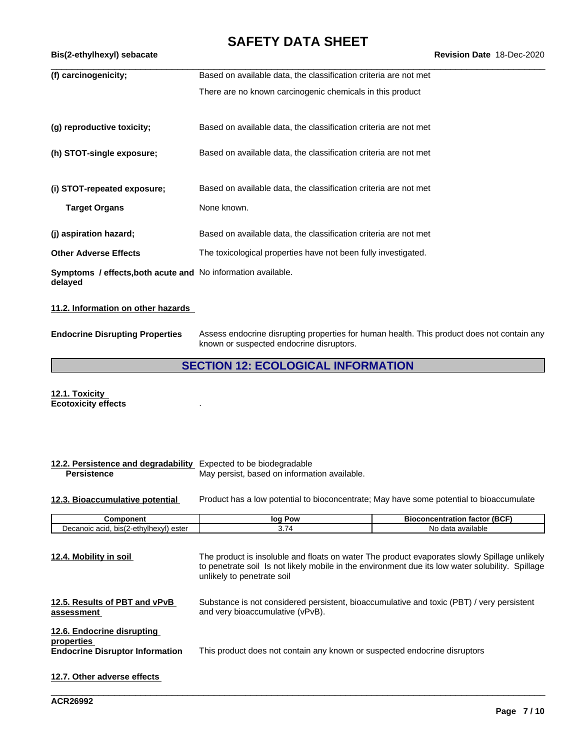**(f) carcinogenicity;** Based on available data, the classification criteria are not met

There are no known carcinogenic chemicals in this product

**(g) reproductive toxicity;** Based on available data, the classification criteria are not met

**(h) STOT-single exposure;** Based on available data, the classification criteria are not met

**(i) STOT-repeated exposure;** Based on available data, the classification criteria are not met

**Target Organs** None known.

**(j) aspiration hazard;** Based on available data, the classification criteria are not met

**Other Adverse Effects** The toxicological properties have not been fully investigated.

**Symptoms / effects,both acute and delayed** No information available.

### 11.2. Information on other hazards

**Endocrine Disrupting Properties** Assess endocrine disrupting properties for human health. This product does not contain any known or suspected endocrine disruptors.

## SECTION 12: ECOLOGICAL INFORMATION

### 12.1. Toxicity

**Ecotoxicity effects** .

### 12.2. Persistence and degradability

Expected to be biodegradable

**Persistence** May persist, based on information available.

### 12.3. Bioaccumulative potential

Product has a low potential to bioconcentrate; May have some potential to bioaccumulate

| Component | log Pow | Bioconcentration factor (BCF) |
|---|---|---|
| Decanoic acid, bis(2-ethylhexyl) ester | 3.74 | No data available |

### 12.4. Mobility in soil

The product is insoluble and floats on water The product evaporates slowly Spillage unlikely to penetrate soil Is not likely mobile in the environment due its low water solubility. Spillage unlikely to penetrate soil

### 12.5. Results of PBT and vPvB assessment

Substance is not considered persistent, bioaccumulative and toxic (PBT) / very persistent and very bioaccumulative (vPvB).

### 12.6. Endocrine disrupting properties

**Endocrine Disruptor Information** This product does not contain any known or suspected endocrine disruptors

### 12.7. Other adverse effects

ACR26992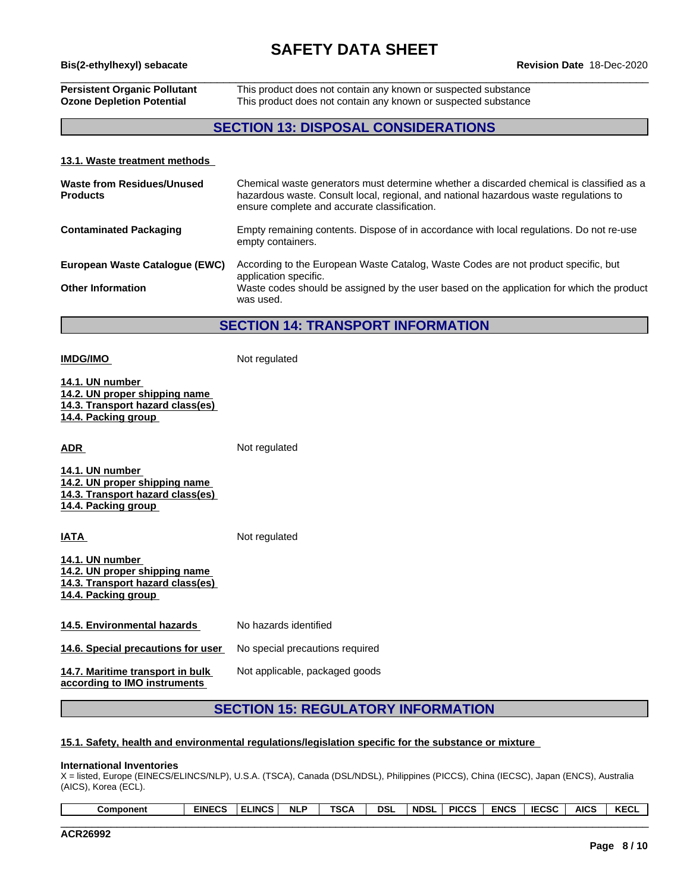| | |
|---|---|
| **Persistent Organic Pollutant** | This product does not contain any known or suspected substance |
| **Ozone Depletion Potential** | This product does not contain any known or suspected substance |

## SECTION 13: DISPOSAL CONSIDERATIONS

### 13.1. Waste treatment methods

| | |
|---|---|
| **Waste from Residues/Unused Products** | Chemical waste generators must determine whether a discarded chemical is classified as a hazardous waste. Consult local, regional, and national hazardous waste regulations to ensure complete and accurate classification. |
| **Contaminated Packaging** | Empty remaining contents. Dispose of in accordance with local regulations. Do not re-use empty containers. |
| **European Waste Catalogue (EWC)** | According to the European Waste Catalog, Waste Codes are not product specific, but application specific. |
| **Other Information** | Waste codes should be assigned by the user based on the application for which the product was used. |

## SECTION 14: TRANSPORT INFORMATION

**IMDG/IMO** Not regulated

**14.1. UN number**
**14.2. UN proper shipping name**
**14.3. Transport hazard class(es)**
**14.4. Packing group**

**ADR** Not regulated

**14.1. UN number**
**14.2. UN proper shipping name**
**14.3. Transport hazard class(es)**
**14.4. Packing group**

**IATA** Not regulated

**14.1. UN number**
**14.2. UN proper shipping name**
**14.3. Transport hazard class(es)**
**14.4. Packing group**

| | |
|---|---|
| **14.5. Environmental hazards** | No hazards identified |
| **14.6. Special precautions for user** | No special precautions required |
| **14.7. Maritime transport in bulk according to IMO instruments** | Not applicable, packaged goods |

## SECTION 15: REGULATORY INFORMATION

### 15.1. Safety, health and environmental regulations/legislation specific for the substance or mixture

**International Inventories**
X = listed, Europe (EINECS/ELINCS/NLP), U.S.A. (TSCA), Canada (DSL/NDSL), Philippines (PICCS), China (IECSC), Japan (ENCS), Australia (AICS), Korea (ECL).

| Component | EINECS | ELINCS | NLP | TSCA | DSL | NDSL | PICCS | ENCS | IECSC | AICS | KECL |
|---|---|---|---|---|---|---|---|---|---|---|---|

ACR26992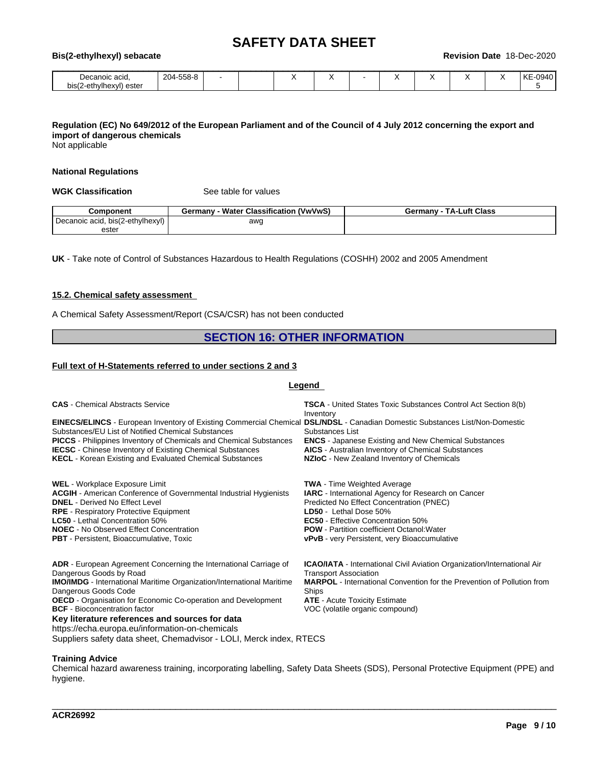| Decanoic acid, bis(2-ethylhexyl) ester | 204-558-8 | - | | X | X | - | X | X | X | X | KE-09405 |
|---|---|---|---|---|---|---|---|---|---|---|---|

**Regulation (EC) No 649/2012 of the European Parliament and of the Council of 4 July 2012 concerning the export and import of dangerous chemicals**

Not applicable

**National Regulations**

**WGK Classification** See table for values

| Component | Germany - Water Classification (VwVwS) | Germany - TA-Luft Class |
|---|---|---|
| Decanoic acid, bis(2-ethylhexyl) ester | awg | |

**UK** - Take note of Control of Substances Hazardous to Health Regulations (COSHH) 2002 and 2005 Amendment

**15.2. Chemical safety assessment**

A Chemical Safety Assessment/Report (CSA/CSR) has not been conducted

## SECTION 16: OTHER INFORMATION

**Full text of H-Statements referred to under sections 2 and 3**

**Legend**

**CAS** - Chemical Abstracts Service
**TSCA** - United States Toxic Substances Control Act Section 8(b) Inventory
**EINECS/ELINCS** - European Inventory of Existing Commercial Chemical Substances/EU List of Notified Chemical Substances
**DSL/NDSL** - Canadian Domestic Substances List/Non-Domestic Substances List
**PICCS** - Philippines Inventory of Chemicals and Chemical Substances
**ENCS** - Japanese Existing and New Chemical Substances
**IECSC** - Chinese Inventory of Existing Chemical Substances
**AICS** - Australian Inventory of Chemical Substances
**KECL** - Korean Existing and Evaluated Chemical Substances
**NZIoC** - New Zealand Inventory of Chemicals

**WEL** - Workplace Exposure Limit
**TWA** - Time Weighted Average
**ACGIH** - American Conference of Governmental Industrial Hygienists
**IARC** - International Agency for Research on Cancer
**DNEL** - Derived No Effect Level
Predicted No Effect Concentration (PNEC)
**RPE** - Respiratory Protective Equipment
**LD50** - Lethal Dose 50%
**LC50** - Lethal Concentration 50%
**EC50** - Effective Concentration 50%
**NOEC** - No Observed Effect Concentration
**POW** - Partition coefficient Octanol:Water
**PBT** - Persistent, Bioaccumulative, Toxic
**vPvB** - very Persistent, very Bioaccumulative

**ADR** - European Agreement Concerning the International Carriage of Dangerous Goods by Road
**ICAO/IATA** - International Civil Aviation Organization/International Air Transport Association
**IMO/IMDG** - International Maritime Organization/International Maritime Dangerous Goods Code
**MARPOL** - International Convention for the Prevention of Pollution from Ships
**OECD** - Organisation for Economic Co-operation and Development
**ATE** - Acute Toxicity Estimate
**BCF** - Bioconcentration factor
VOC (volatile organic compound)

**Key literature references and sources for data**

https://echa.europa.eu/information-on-chemicals

Suppliers safety data sheet, Chemadvisor - LOLI, Merck index, RTECS

**Training Advice**

Chemical hazard awareness training, incorporating labelling, Safety Data Sheets (SDS), Personal Protective Equipment (PPE) and hygiene.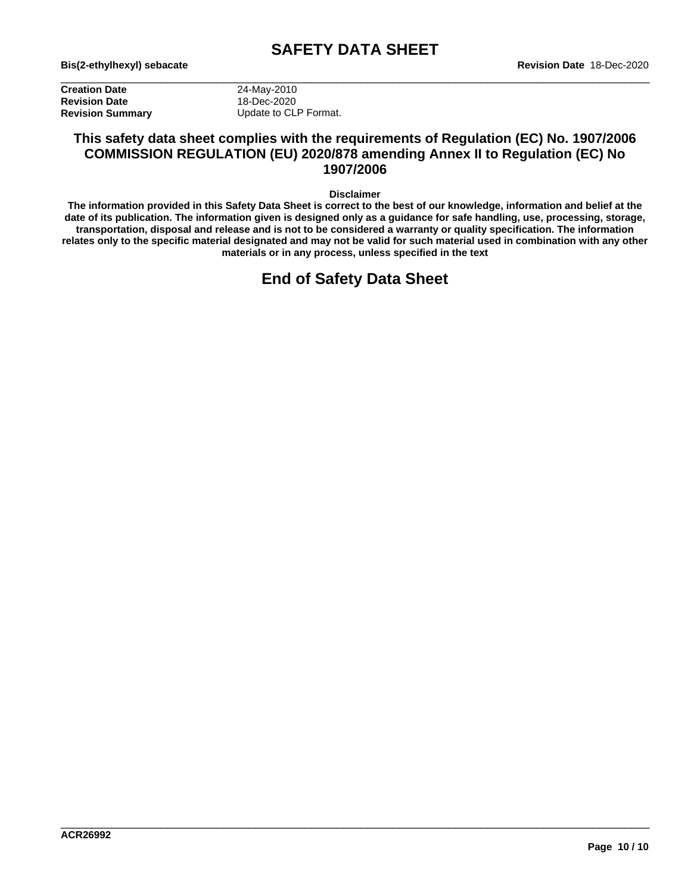| | |
|---|---|
| **Creation Date** | 24-May-2010 |
| **Revision Date** | 18-Dec-2020 |
| **Revision Summary** | Update to CLP Format. |

### This safety data sheet complies with the requirements of Regulation (EC) No. 1907/2006 COMMISSION REGULATION (EU) 2020/878 amending Annex II to Regulation (EC) No 1907/2006

**Disclaimer**

**The information provided in this Safety Data Sheet is correct to the best of our knowledge, information and belief at the date of its publication. The information given is designed only as a guidance for safe handling, use, processing, storage, transportation, disposal and release and is not to be considered a warranty or quality specification. The information relates only to the specific material designated and may not be valid for such material used in combination with any other materials or in any process, unless specified in the text**

## End of Safety Data Sheet